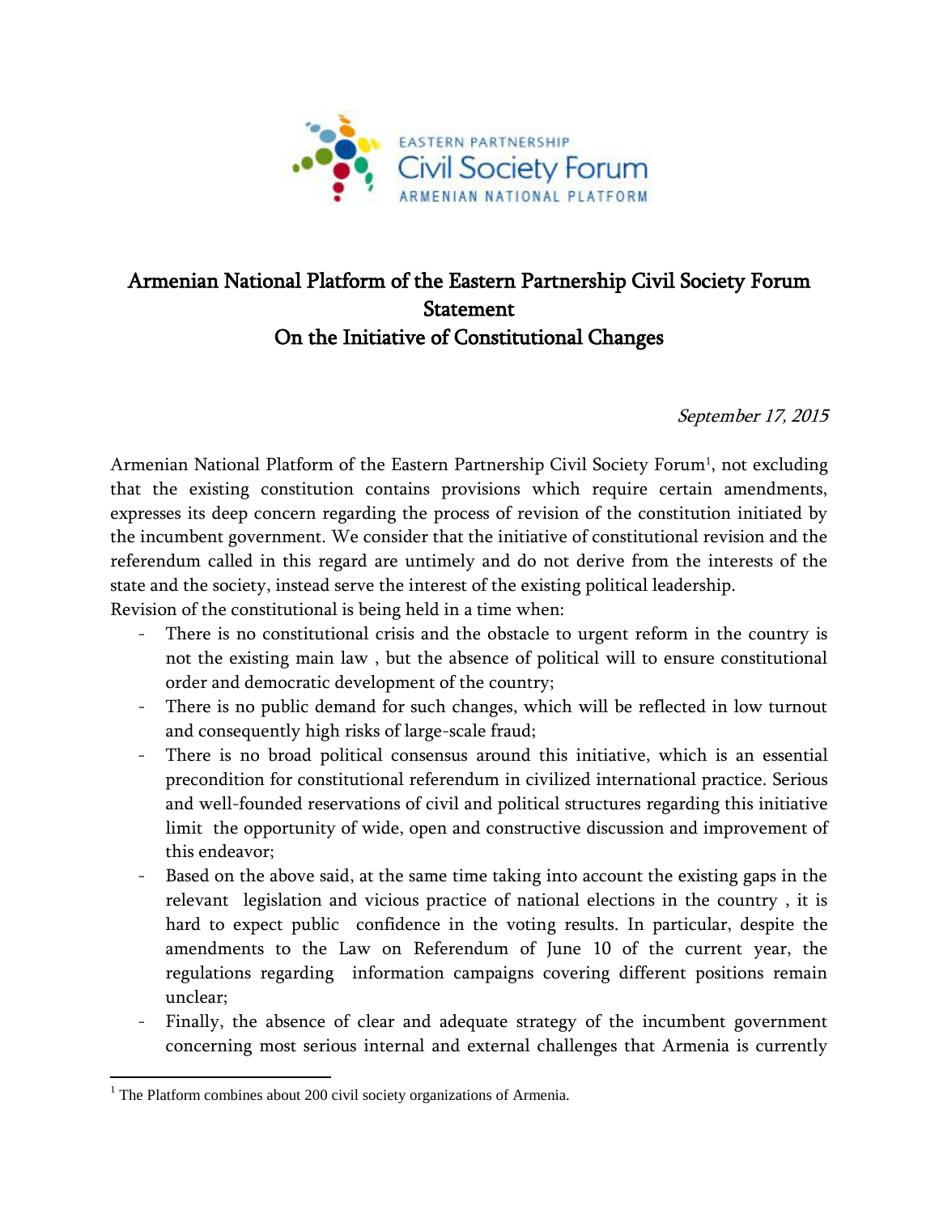EASTERN PARTNERSHIP
Civil Society Forum
ARMENIAN NATIONAL PLATFORM

# Armenian National Platform of the Eastern Partnership Civil Society Forum Statement On the Initiative of Constitutional Changes

*September 17, 2015*

Armenian National Platform of the Eastern Partnership Civil Society Forum[1], not excluding that the existing constitution contains provisions which require certain amendments, expresses its deep concern regarding the process of revision of the constitution initiated by the incumbent government. We consider that the initiative of constitutional revision and the referendum called in this regard are untimely and do not derive from the interests of the state and the society, instead serve the interest of the existing political leadership.

Revision of the constitutional is being held in a time when:

- There is no constitutional crisis and the obstacle to urgent reform in the country is not the existing main law , but the absence of political will to ensure constitutional order and democratic development of the country;
- There is no public demand for such changes, which will be reflected in low turnout and consequently high risks of large-scale fraud;
- There is no broad political consensus around this initiative, which is an essential precondition for constitutional referendum in civilized international practice. Serious and well-founded reservations of civil and political structures regarding this initiative limit the opportunity of wide, open and constructive discussion and improvement of this endeavor;
- Based on the above said, at the same time taking into account the existing gaps in the relevant legislation and vicious practice of national elections in the country , it is hard to expect public confidence in the voting results. In particular, despite the amendments to the Law on Referendum of June 10 of the current year, the regulations regarding information campaigns covering different positions remain unclear;
- Finally, the absence of clear and adequate strategy of the incumbent government concerning most serious internal and external challenges that Armenia is currently

[1] The Platform combines about 200 civil society organizations of Armenia.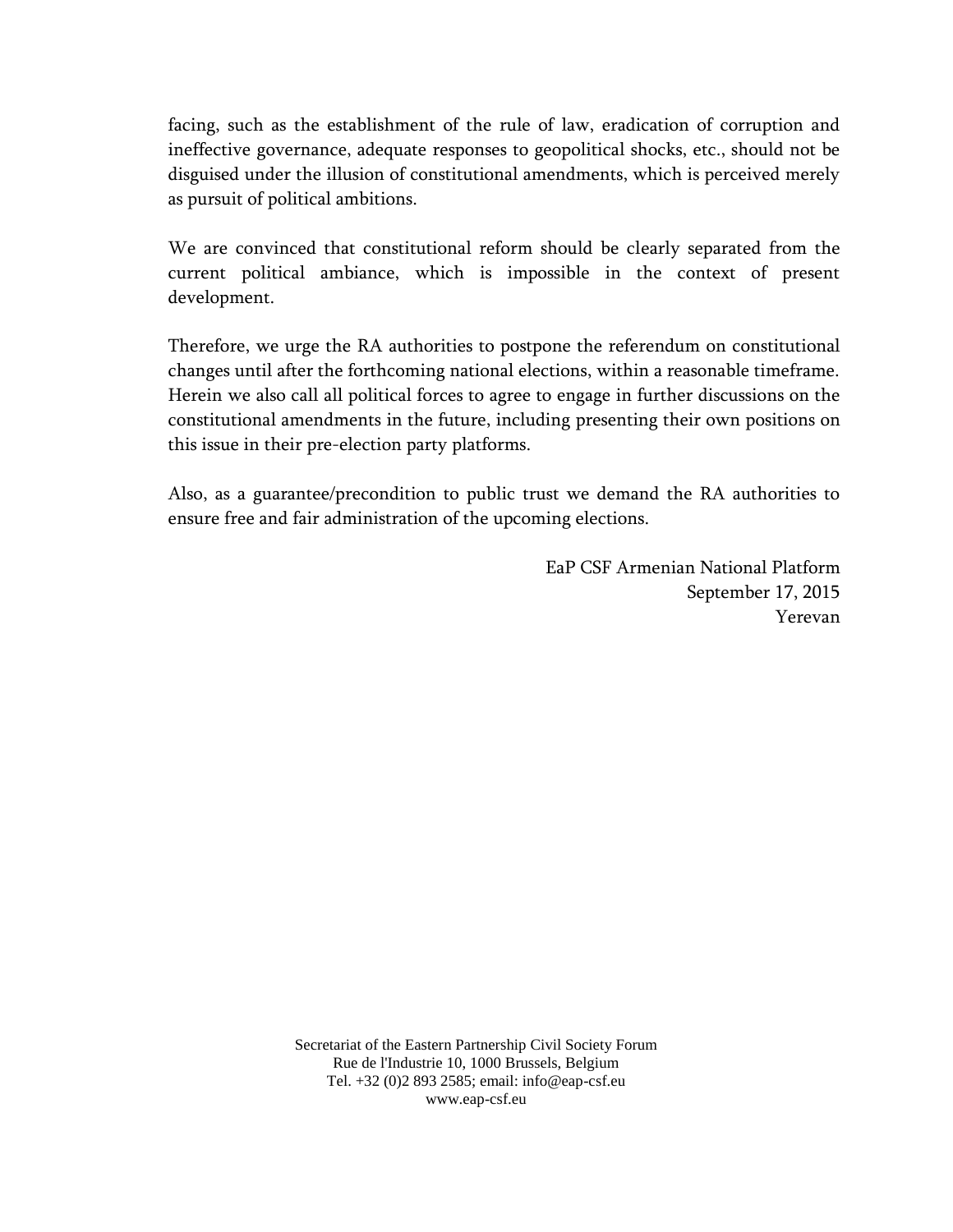facing, such as the establishment of the rule of law, eradication of corruption and ineffective governance, adequate responses to geopolitical shocks, etc., should not be disguised under the illusion of constitutional amendments, which is perceived merely as pursuit of political ambitions.

We are convinced that constitutional reform should be clearly separated from the current political ambiance, which is impossible in the context of present development.

Therefore, we urge the RA authorities to postpone the referendum on constitutional changes until after the forthcoming national elections, within a reasonable timeframe. Herein we also call all political forces to agree to engage in further discussions on the constitutional amendments in the future, including presenting their own positions on this issue in their pre-election party platforms.

Also, as a guarantee/precondition to public trust we demand the RA authorities to ensure free and fair administration of the upcoming elections.

EaP CSF Armenian National Platform
September 17, 2015
Yerevan

Secretariat of the Eastern Partnership Civil Society Forum
Rue de l'Industrie 10, 1000 Brussels, Belgium
Tel. +32 (0)2 893 2585; email: info@eap-csf.eu
www.eap-csf.eu